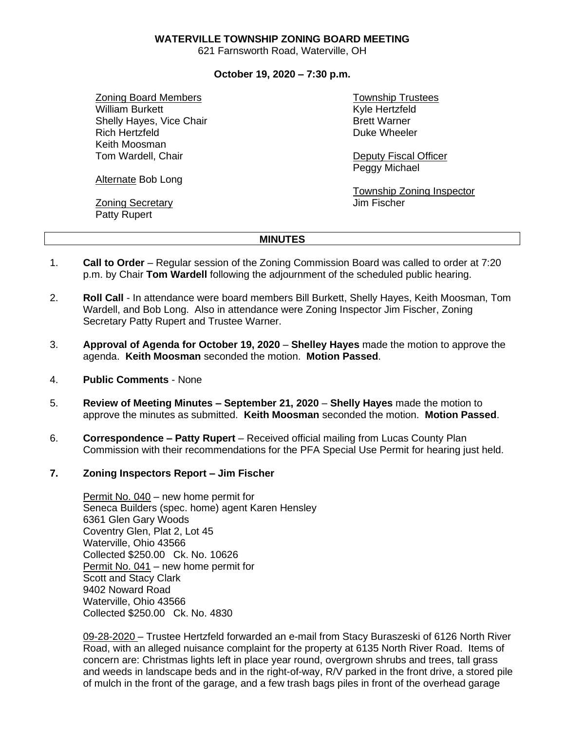**WATERVILLE TOWNSHIP ZONING BOARD MEETING**

621 Farnsworth Road, Waterville, OH

**October 19, 2020 – 7:30 p.m.**

Zoning Board Members
William Burkett
Shelly Hayes, Vice Chair
Rich Hertzfeld
Keith Moosman
Tom Wardell, Chair

Alternate Bob Long

Zoning Secretary
Patty Rupert

Township Trustees
Kyle Hertzfeld
Brett Warner
Duke Wheeler

Deputy Fiscal Officer
Peggy Michael

Township Zoning Inspector
Jim Fischer

**MINUTES**

1. **Call to Order** – Regular session of the Zoning Commission Board was called to order at 7:20 p.m. by Chair **Tom Wardell** following the adjournment of the scheduled public hearing.

2. **Roll Call** - In attendance were board members Bill Burkett, Shelly Hayes, Keith Moosman, Tom Wardell, and Bob Long. Also in attendance were Zoning Inspector Jim Fischer, Zoning Secretary Patty Rupert and Trustee Warner.

3. **Approval of Agenda for October 19, 2020** – **Shelley Hayes** made the motion to approve the agenda. **Keith Moosman** seconded the motion. **Motion Passed**.

4. **Public Comments** - None

5. **Review of Meeting Minutes – September 21, 2020** – **Shelly Hayes** made the motion to approve the minutes as submitted. **Keith Moosman** seconded the motion. **Motion Passed**.

6. **Correspondence – Patty Rupert** – Received official mailing from Lucas County Plan Commission with their recommendations for the PFA Special Use Permit for hearing just held.

7. **Zoning Inspectors Report – Jim Fischer**

Permit No. 040 – new home permit for
Seneca Builders (spec. home) agent Karen Hensley
6361 Glen Gary Woods
Coventry Glen, Plat 2, Lot 45
Waterville, Ohio 43566
Collected $250.00 Ck. No. 10626

Permit No. 041 – new home permit for
Scott and Stacy Clark
9402 Noward Road
Waterville, Ohio 43566
Collected $250.00 Ck. No. 4830

09-28-2020 – Trustee Hertzfeld forwarded an e-mail from Stacy Buraszeski of 6126 North River Road, with an alleged nuisance complaint for the property at 6135 North River Road. Items of concern are: Christmas lights left in place year round, overgrown shrubs and trees, tall grass and weeds in landscape beds and in the right-of-way, R/V parked in the front drive, a stored pile of mulch in the front of the garage, and a few trash bags piles in front of the overhead garage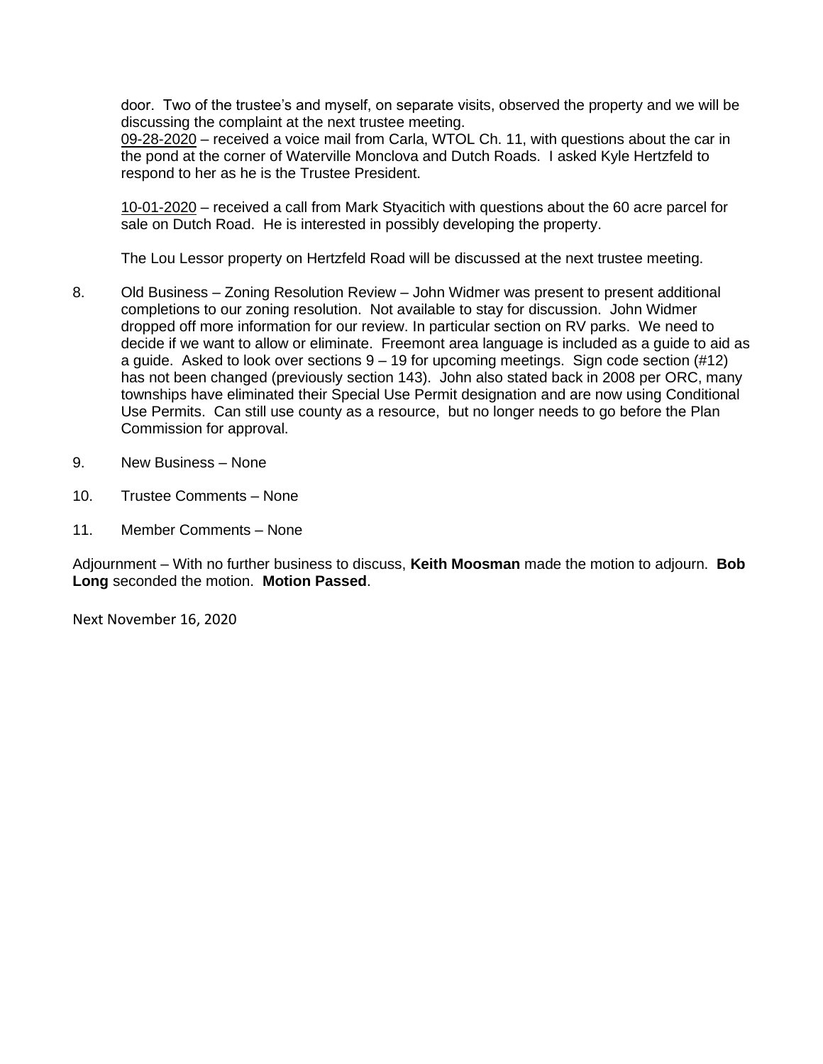door. Two of the trustee's and myself, on separate visits, observed the property and we will be discussing the complaint at the next trustee meeting.

09-28-2020 – received a voice mail from Carla, WTOL Ch. 11, with questions about the car in the pond at the corner of Waterville Monclova and Dutch Roads. I asked Kyle Hertzfeld to respond to her as he is the Trustee President.

10-01-2020 – received a call from Mark Styacitich with questions about the 60 acre parcel for sale on Dutch Road. He is interested in possibly developing the property.

The Lou Lessor property on Hertzfeld Road will be discussed at the next trustee meeting.

8. Old Business – Zoning Resolution Review – John Widmer was present to present additional completions to our zoning resolution. Not available to stay for discussion. John Widmer dropped off more information for our review. In particular section on RV parks. We need to decide if we want to allow or eliminate. Freemont area language is included as a guide to aid as a guide. Asked to look over sections 9 – 19 for upcoming meetings. Sign code section (#12) has not been changed (previously section 143). John also stated back in 2008 per ORC, many townships have eliminated their Special Use Permit designation and are now using Conditional Use Permits. Can still use county as a resource, but no longer needs to go before the Plan Commission for approval.

9. New Business – None

10. Trustee Comments – None

11. Member Comments – None

Adjournment – With no further business to discuss, **Keith Moosman** made the motion to adjourn. **Bob Long** seconded the motion. **Motion Passed**.

Next November 16, 2020